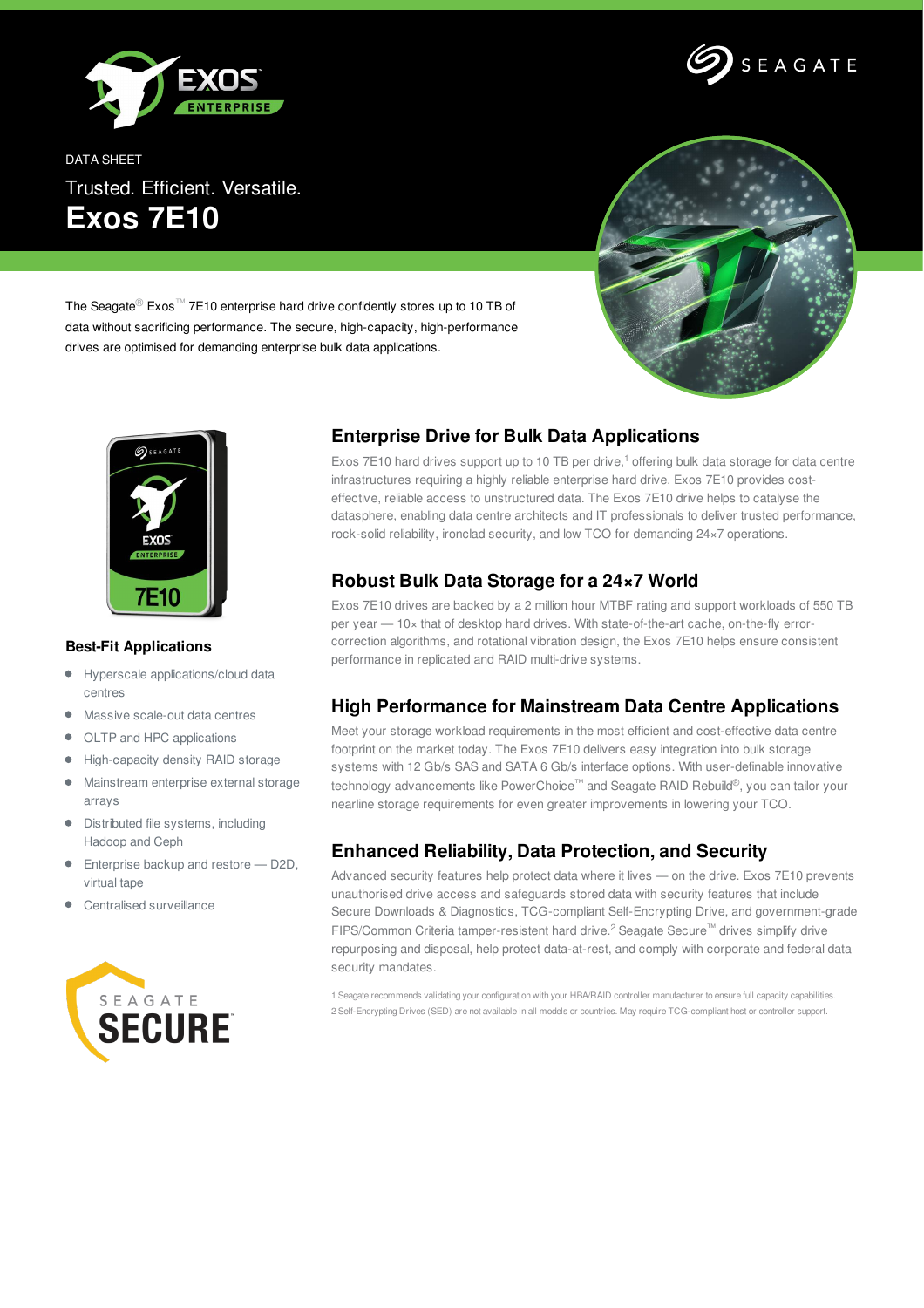DATA SHEET

Trusted. Efficient. Versatile.

# Exos 7E10

The Seagate® Exos™ 7E10 enterprise hard drive confidently stores up to 10 TB of data without sacrificing performance. The secure, high-capacity, high-performance drives are optimised for demanding enterprise bulk data applications.

## Enterprise Drive for Bulk Data Applications

Exos 7E10 hard drives support up to 10 TB per drive,[1] offering bulk data storage for data centre infrastructures requiring a highly reliable enterprise hard drive. Exos 7E10 provides cost-effective, reliable access to unstructured data. The Exos 7E10 drive helps to catalyse the datasphere, enabling data centre architects and IT professionals to deliver trusted performance, rock-solid reliability, ironclad security, and low TCO for demanding 24×7 operations.

## Robust Bulk Data Storage for a 24×7 World

Exos 7E10 drives are backed by a 2 million hour MTBF rating and support workloads of 550 TB per year — 10× that of desktop hard drives. With state-of-the-art cache, on-the-fly error-correction algorithms, and rotational vibration design, the Exos 7E10 helps ensure consistent performance in replicated and RAID multi-drive systems.

## High Performance for Mainstream Data Centre Applications

Meet your storage workload requirements in the most efficient and cost-effective data centre footprint on the market today. The Exos 7E10 delivers easy integration into bulk storage systems with 12 Gb/s SAS and SATA 6 Gb/s interface options. With user-definable innovative technology advancements like PowerChoice™ and Seagate RAID Rebuild®, you can tailor your nearline storage requirements for even greater improvements in lowering your TCO.

## Enhanced Reliability, Data Protection, and Security

Advanced security features help protect data where it lives — on the drive. Exos 7E10 prevents unauthorised drive access and safeguards stored data with security features that include Secure Downloads & Diagnostics, TCG-compliant Self-Encrypting Drive, and government-grade FIPS/Common Criteria tamper-resistent hard drive.[2] Seagate Secure™ drives simplify drive repurposing and disposal, help protect data-at-rest, and comply with corporate and federal data security mandates.

1 Seagate recommends validating your configuration with your HBA/RAID controller manufacturer to ensure full capacity capabilities.
2 Self-Encrypting Drives (SED) are not available in all models or countries. May require TCG-compliant host or controller support.

### Best-Fit Applications

- Hyperscale applications/cloud data centres
- Massive scale-out data centres
- OLTP and HPC applications
- High-capacity density RAID storage
- Mainstream enterprise external storage arrays
- Distributed file systems, including Hadoop and Ceph
- Enterprise backup and restore — D2D, virtual tape
- Centralised surveillance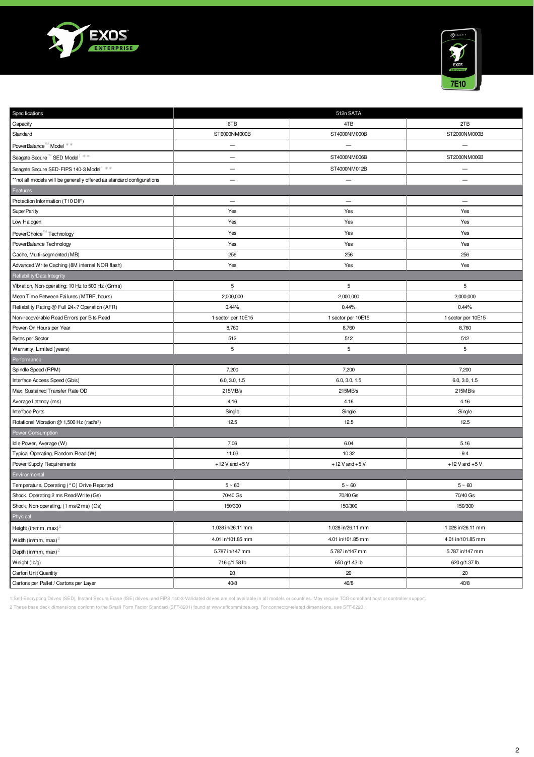| Specifications | 512n SATA | | |
|---|---|---|---|
| Capacity | 6TB | 4TB | 2TB |
| Standard | ST6000NM000B | ST4000NM000B | ST2000NM000B |
| PowerBalance™ Model ** | — | — | — |
| Seagate Secure™ SED Model[1] ** | — | ST4000NM006B | ST2000NM006B |
| Seagate Secure SED-FIPS 140-3 Model[1] ** | — | ST4000NM012B | — |
| **not all models will be generally offered as standard configurations | — | — | — |
| Features | | | |
| Protection Information (T10 DIF) | — | — | — |
| SuperParity | Yes | Yes | Yes |
| Low Halogen | Yes | Yes | Yes |
| PowerChoice™ Technology | Yes | Yes | Yes |
| PowerBalance Technology | Yes | Yes | Yes |
| Cache, Multi-segmented (MB) | 256 | 256 | 256 |
| Advanced Write Caching (8M internal NOR flash) | Yes | Yes | Yes |
| Reliability/Data Integrity | | | |
| Vibration, Non-operating: 10 Hz to 500 Hz (Grms) | 5 | 5 | 5 |
| Mean Time Between Failures (MTBF, hours) | 2,000,000 | 2,000,000 | 2,000,000 |
| Reliability Rating @ Full 24×7 Operation (AFR) | 0.44% | 0.44% | 0.44% |
| Non-recoverable Read Errors per Bits Read | 1 sector per 10E15 | 1 sector per 10E15 | 1 sector per 10E15 |
| Power-On Hours per Year | 8,760 | 8,760 | 8,760 |
| Bytes per Sector | 512 | 512 | 512 |
| Warranty, Limited (years) | 5 | 5 | 5 |
| Performance | | | |
| Spindle Speed (RPM) | 7,200 | 7,200 | 7,200 |
| Interface Access Speed (Gb/s) | 6.0, 3.0, 1.5 | 6.0, 3.0, 1.5 | 6.0, 3.0, 1.5 |
| Max. Sustained Transfer Rate OD | 215MB/s | 215MB/s | 215MB/s |
| Average Latency (ms) | 4.16 | 4.16 | 4.16 |
| Interface Ports | Single | Single | Single |
| Rotational Vibration @ 1,500 Hz (rad/s²) | 12.5 | 12.5 | 12.5 |
| Power Consumption | | | |
| Idle Power, Average (W) | 7.06 | 6.04 | 5.16 |
| Typical Operating, Random Read (W) | 11.03 | 10.32 | 9.4 |
| Power Supply Requirements | +12 V and +5 V | +12 V and +5 V | +12 V and +5 V |
| Environmental | | | |
| Temperature, Operating (°C) Drive Reported | 5 ~ 60 | 5 ~ 60 | 5 ~ 60 |
| Shock, Operating 2 ms Read/Write (Gs) | 70/40 Gs | 70/40 Gs | 70/40 Gs |
| Shock, Non-operating, (1 ms/2 ms) (Gs) | 150/300 | 150/300 | 150/300 |
| Physical | | | |
| Height (in/mm, max)[2] | 1.028 in/26.11 mm | 1.028 in/26.11 mm | 1.028 in/26.11 mm |
| Width (in/mm, max)[2] | 4.01 in/101.85 mm | 4.01 in/101.85 mm | 4.01 in/101.85 mm |
| Depth (in/mm, max)[2] | 5.787 in/147 mm | 5.787 in/147 mm | 5.787 in/147 mm |
| Weight (lb/g) | 716 g/1.58 lb | 650 g/1.43 lb | 620 g/1.37 lb |
| Carton Unit Quantity | 20 | 20 | 20 |
| Cartons per Pallet / Cartons per Layer | 40/8 | 40/8 | 40/8 |

1 Self-Encrypting Drives (SED), Instant Secure Erase (ISE) drives, and FIPS 140-3 Validated drives are not available in all models or countries. May require TCG-compliant host or controller support.

2 These base deck dimensions conform to the Small Form Factor Standard (SFF-8201) found at www.sffcommittee.org. For connector-related dimensions, see SFF-8223.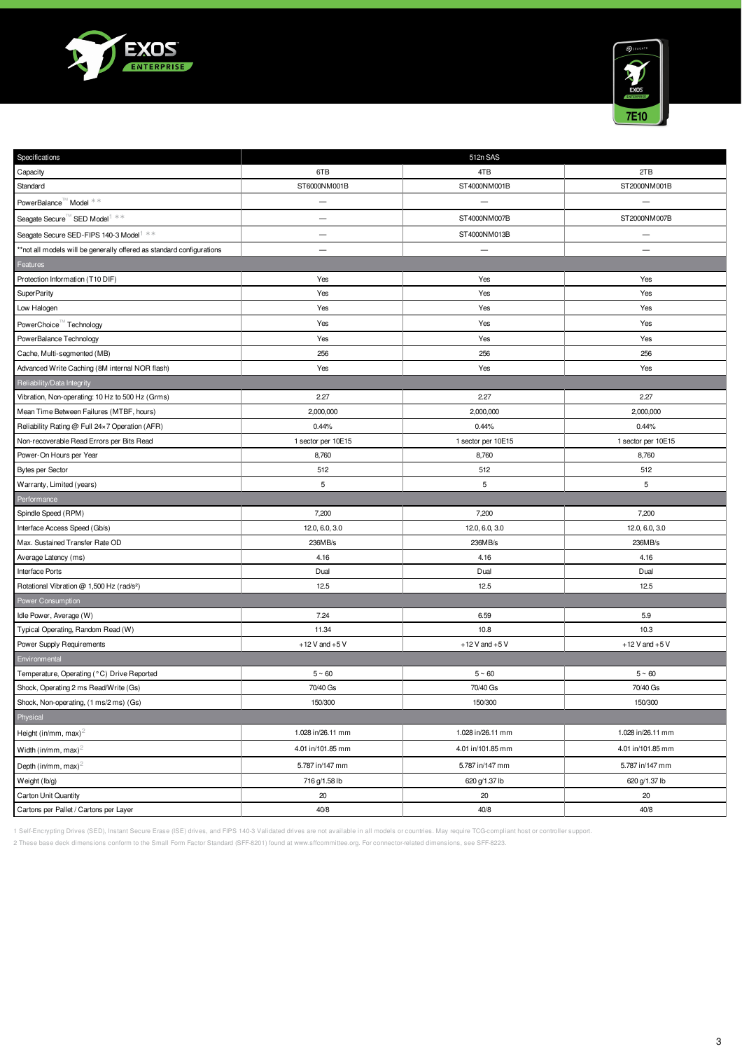| Specifications | 512n SAS | | |
|---|---|---|---|
| Capacity | 6TB | 4TB | 2TB |
| Standard | ST6000NM001B | ST4000NM001B | ST2000NM001B |
| PowerBalance™ Model ** | — | — | — |
| Seagate Secure™ SED Model[1] ** | — | ST4000NM007B | ST2000NM007B |
| Seagate Secure SED-FIPS 140-3 Model[1] ** | — | ST4000NM013B | — |
| **not all models will be generally offered as standard configurations | — | — | — |
| Features | | | |
| Protection Information (T10 DIF) | Yes | Yes | Yes |
| SuperParity | Yes | Yes | Yes |
| Low Halogen | Yes | Yes | Yes |
| PowerChoice™ Technology | Yes | Yes | Yes |
| PowerBalance Technology | Yes | Yes | Yes |
| Cache, Multi-segmented (MB) | 256 | 256 | 256 |
| Advanced Write Caching (8M internal NOR flash) | Yes | Yes | Yes |
| Reliability/Data Integrity | | | |
| Vibration, Non-operating: 10 Hz to 500 Hz (Grms) | 2.27 | 2.27 | 2.27 |
| Mean Time Between Failures (MTBF, hours) | 2,000,000 | 2,000,000 | 2,000,000 |
| Reliability Rating @ Full 24×7 Operation (AFR) | 0.44% | 0.44% | 0.44% |
| Non-recoverable Read Errors per Bits Read | 1 sector per 10E15 | 1 sector per 10E15 | 1 sector per 10E15 |
| Power-On Hours per Year | 8,760 | 8,760 | 8,760 |
| Bytes per Sector | 512 | 512 | 512 |
| Warranty, Limited (years) | 5 | 5 | 5 |
| Performance | | | |
| Spindle Speed (RPM) | 7,200 | 7,200 | 7,200 |
| Interface Access Speed (Gb/s) | 12.0, 6.0, 3.0 | 12.0, 6.0, 3.0 | 12.0, 6.0, 3.0 |
| Max. Sustained Transfer Rate OD | 236MB/s | 236MB/s | 236MB/s |
| Average Latency (ms) | 4.16 | 4.16 | 4.16 |
| Interface Ports | Dual | Dual | Dual |
| Rotational Vibration @ 1,500 Hz (rad/s²) | 12.5 | 12.5 | 12.5 |
| Power Consumption | | | |
| Idle Power, Average (W) | 7.24 | 6.59 | 5.9 |
| Typical Operating, Random Read (W) | 11.34 | 10.8 | 10.3 |
| Power Supply Requirements | +12 V and +5 V | +12 V and +5 V | +12 V and +5 V |
| Environmental | | | |
| Temperature, Operating (°C) Drive Reported | 5 ~ 60 | 5 ~ 60 | 5 ~ 60 |
| Shock, Operating 2 ms Read/Write (Gs) | 70/40 Gs | 70/40 Gs | 70/40 Gs |
| Shock, Non-operating, (1 ms/2 ms) (Gs) | 150/300 | 150/300 | 150/300 |
| Physical | | | |
| Height (in/mm, max)[2] | 1.028 in/26.11 mm | 1.028 in/26.11 mm | 1.028 in/26.11 mm |
| Width (in/mm, max)[2] | 4.01 in/101.85 mm | 4.01 in/101.85 mm | 4.01 in/101.85 mm |
| Depth (in/mm, max)[2] | 5.787 in/147 mm | 5.787 in/147 mm | 5.787 in/147 mm |
| Weight (lb/g) | 716 g/1.58 lb | 620 g/1.37 lb | 620 g/1.37 lb |
| Carton Unit Quantity | 20 | 20 | 20 |
| Cartons per Pallet / Cartons per Layer | 40/8 | 40/8 | 40/8 |

1 Self-Encrypting Drives (SED), Instant Secure Erase (ISE) drives, and FIPS 140-3 Validated drives are not available in all models or countries. May require TCG-compliant host or controller support.

2 These base deck dimensions conform to the Small Form Factor Standard (SFF-8201) found at www.sffcommittee.org. For connector-related dimensions, see SFF-8223.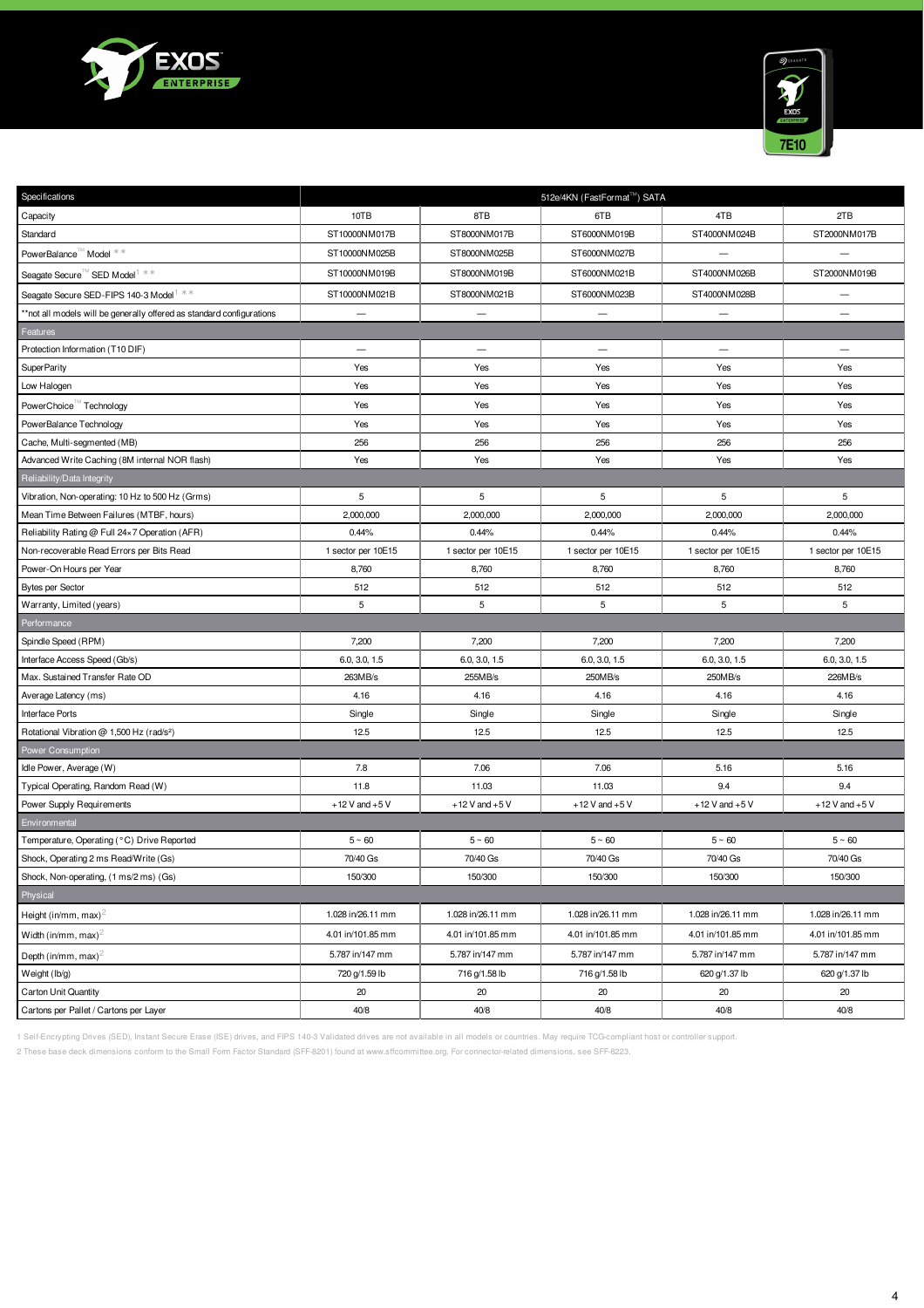| Specifications | 512e/4KN (FastFormat™) SATA | | | | |
|---|---|---|---|---|---|
| Capacity | 10TB | 8TB | 6TB | 4TB | 2TB |
| Standard | ST10000NM017B | ST8000NM017B | ST6000NM019B | ST4000NM024B | ST2000NM017B |
| PowerBalance™ Model ** | ST10000NM025B | ST8000NM025B | ST6000NM027B | — | — |
| Seagate Secure™ SED Model[1] ** | ST10000NM019B | ST8000NM019B | ST6000NM021B | ST4000NM026B | ST2000NM019B |
| Seagate Secure SED-FIPS 140-3 Model[1] ** | ST10000NM021B | ST8000NM021B | ST6000NM023B | ST4000NM028B | — |
| **not all models will be generally offered as standard configurations | — | — | — | — | — |
| **Features** | | | | | |
| Protection Information (T10 DIF) | — | — | — | — | — |
| SuperParity | Yes | Yes | Yes | Yes | Yes |
| Low Halogen | Yes | Yes | Yes | Yes | Yes |
| PowerChoice™ Technology | Yes | Yes | Yes | Yes | Yes |
| PowerBalance Technology | Yes | Yes | Yes | Yes | Yes |
| Cache, Multi-segmented (MB) | 256 | 256 | 256 | 256 | 256 |
| Advanced Write Caching (8M internal NOR flash) | Yes | Yes | Yes | Yes | Yes |
| **Reliability/Data Integrity** | | | | | |
| Vibration, Non-operating: 10 Hz to 500 Hz (Grms) | 5 | 5 | 5 | 5 | 5 |
| Mean Time Between Failures (MTBF, hours) | 2,000,000 | 2,000,000 | 2,000,000 | 2,000,000 | 2,000,000 |
| Reliability Rating @ Full 24×7 Operation (AFR) | 0.44% | 0.44% | 0.44% | 0.44% | 0.44% |
| Non-recoverable Read Errors per Bits Read | 1 sector per 10E15 | 1 sector per 10E15 | 1 sector per 10E15 | 1 sector per 10E15 | 1 sector per 10E15 |
| Power-On Hours per Year | 8,760 | 8,760 | 8,760 | 8,760 | 8,760 |
| Bytes per Sector | 512 | 512 | 512 | 512 | 512 |
| Warranty, Limited (years) | 5 | 5 | 5 | 5 | 5 |
| **Performance** | | | | | |
| Spindle Speed (RPM) | 7,200 | 7,200 | 7,200 | 7,200 | 7,200 |
| Interface Access Speed (Gb/s) | 6.0, 3.0, 1.5 | 6.0, 3.0, 1.5 | 6.0, 3.0, 1.5 | 6.0, 3.0, 1.5 | 6.0, 3.0, 1.5 |
| Max. Sustained Transfer Rate OD | 263MB/s | 255MB/s | 250MB/s | 250MB/s | 226MB/s |
| Average Latency (ms) | 4.16 | 4.16 | 4.16 | 4.16 | 4.16 |
| Interface Ports | Single | Single | Single | Single | Single |
| Rotational Vibration @ 1,500 Hz (rad/s²) | 12.5 | 12.5 | 12.5 | 12.5 | 12.5 |
| **Power Consumption** | | | | | |
| Idle Power, Average (W) | 7.8 | 7.06 | 7.06 | 5.16 | 5.16 |
| Typical Operating, Random Read (W) | 11.8 | 11.03 | 11.03 | 9.4 | 9.4 |
| Power Supply Requirements | +12 V and +5 V | +12 V and +5 V | +12 V and +5 V | +12 V and +5 V | +12 V and +5 V |
| **Environmental** | | | | | |
| Temperature, Operating (°C) Drive Reported | 5 ~ 60 | 5 ~ 60 | 5 ~ 60 | 5 ~ 60 | 5 ~ 60 |
| Shock, Operating 2 ms Read/Write (Gs) | 70/40 Gs | 70/40 Gs | 70/40 Gs | 70/40 Gs | 70/40 Gs |
| Shock, Non-operating, (1 ms/2 ms) (Gs) | 150/300 | 150/300 | 150/300 | 150/300 | 150/300 |
| **Physical** | | | | | |
| Height (in/mm, max)[2] | 1.028 in/26.11 mm | 1.028 in/26.11 mm | 1.028 in/26.11 mm | 1.028 in/26.11 mm | 1.028 in/26.11 mm |
| Width (in/mm, max)[2] | 4.01 in/101.85 mm | 4.01 in/101.85 mm | 4.01 in/101.85 mm | 4.01 in/101.85 mm | 4.01 in/101.85 mm |
| Depth (in/mm, max)[2] | 5.787 in/147 mm | 5.787 in/147 mm | 5.787 in/147 mm | 5.787 in/147 mm | 5.787 in/147 mm |
| Weight (lb/g) | 720 g/1.59 lb | 716 g/1.58 lb | 716 g/1.58 lb | 620 g/1.37 lb | 620 g/1.37 lb |
| Carton Unit Quantity | 20 | 20 | 20 | 20 | 20 |
| Cartons per Pallet / Cartons per Layer | 40/8 | 40/8 | 40/8 | 40/8 | 40/8 |

1 Self-Encrypting Drives (SED), Instant Secure Erase (ISE) drives, and FIPS 140-3 Validated drives are not available in all models or countries. May require TCG-compliant host or controller support.

2 These base deck dimensions conform to the Small Form Factor Standard (SFF-8201) found at www.sffcommittee.org. For connector-related dimensions, see SFF-8223.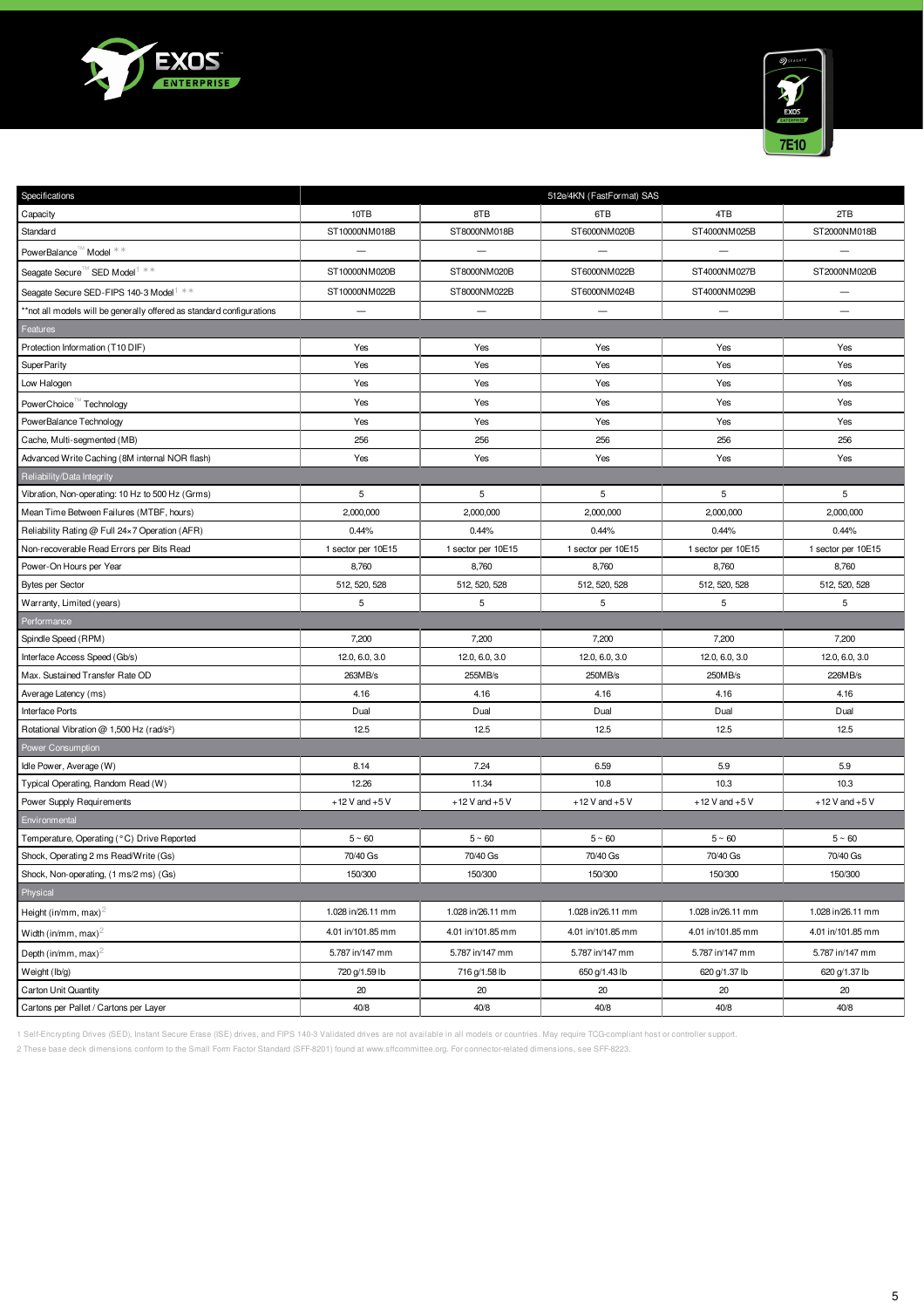| Specifications | 512e/4KN (FastFormat) SAS | | | | |
|---|---|---|---|---|---|
| Capacity | 10TB | 8TB | 6TB | 4TB | 2TB |
| Standard | ST10000NM018B | ST8000NM018B | ST6000NM020B | ST4000NM025B | ST2000NM018B |
| PowerBalance™ Model ** | — | — | — | — | — |
| Seagate Secure™ SED Model[1] ** | ST10000NM020B | ST8000NM020B | ST6000NM022B | ST4000NM027B | ST2000NM020B |
| Seagate Secure SED-FIPS 140-3 Model[1] ** | ST10000NM022B | ST8000NM022B | ST6000NM024B | ST4000NM029B | — |
| **not all models will be generally offered as standard configurations | — | — | — | — | — |
| Features | | | | | |
| Protection Information (T10 DIF) | Yes | Yes | Yes | Yes | Yes |
| SuperParity | Yes | Yes | Yes | Yes | Yes |
| Low Halogen | Yes | Yes | Yes | Yes | Yes |
| PowerChoice™ Technology | Yes | Yes | Yes | Yes | Yes |
| PowerBalance Technology | Yes | Yes | Yes | Yes | Yes |
| Cache, Multi-segmented (MB) | 256 | 256 | 256 | 256 | 256 |
| Advanced Write Caching (8M internal NOR flash) | Yes | Yes | Yes | Yes | Yes |
| Reliability/Data Integrity | | | | | |
| Vibration, Non-operating: 10 Hz to 500 Hz (Grms) | 5 | 5 | 5 | 5 | 5 |
| Mean Time Between Failures (MTBF, hours) | 2,000,000 | 2,000,000 | 2,000,000 | 2,000,000 | 2,000,000 |
| Reliability Rating @ Full 24×7 Operation (AFR) | 0.44% | 0.44% | 0.44% | 0.44% | 0.44% |
| Non-recoverable Read Errors per Bits Read | 1 sector per 10E15 | 1 sector per 10E15 | 1 sector per 10E15 | 1 sector per 10E15 | 1 sector per 10E15 |
| Power-On Hours per Year | 8,760 | 8,760 | 8,760 | 8,760 | 8,760 |
| Bytes per Sector | 512, 520, 528 | 512, 520, 528 | 512, 520, 528 | 512, 520, 528 | 512, 520, 528 |
| Warranty, Limited (years) | 5 | 5 | 5 | 5 | 5 |
| Performance | | | | | |
| Spindle Speed (RPM) | 7,200 | 7,200 | 7,200 | 7,200 | 7,200 |
| Interface Access Speed (Gb/s) | 12.0, 6.0, 3.0 | 12.0, 6.0, 3.0 | 12.0, 6.0, 3.0 | 12.0, 6.0, 3.0 | 12.0, 6.0, 3.0 |
| Max. Sustained Transfer Rate OD | 263MB/s | 255MB/s | 250MB/s | 250MB/s | 226MB/s |
| Average Latency (ms) | 4.16 | 4.16 | 4.16 | 4.16 | 4.16 |
| Interface Ports | Dual | Dual | Dual | Dual | Dual |
| Rotational Vibration @ 1,500 Hz (rad/s²) | 12.5 | 12.5 | 12.5 | 12.5 | 12.5 |
| Power Consumption | | | | | |
| Idle Power, Average (W) | 8.14 | 7.24 | 6.59 | 5.9 | 5.9 |
| Typical Operating, Random Read (W) | 12.26 | 11.34 | 10.8 | 10.3 | 10.3 |
| Power Supply Requirements | +12 V and +5 V | +12 V and +5 V | +12 V and +5 V | +12 V and +5 V | +12 V and +5 V |
| Environmental | | | | | |
| Temperature, Operating (°C) Drive Reported | 5 ~ 60 | 5 ~ 60 | 5 ~ 60 | 5 ~ 60 | 5 ~ 60 |
| Shock, Operating 2 ms Read/Write (Gs) | 70/40 Gs | 70/40 Gs | 70/40 Gs | 70/40 Gs | 70/40 Gs |
| Shock, Non-operating, (1 ms/2 ms) (Gs) | 150/300 | 150/300 | 150/300 | 150/300 | 150/300 |
| Physical | | | | | |
| Height (in/mm, max)[2] | 1.028 in/26.11 mm | 1.028 in/26.11 mm | 1.028 in/26.11 mm | 1.028 in/26.11 mm | 1.028 in/26.11 mm |
| Width (in/mm, max)[2] | 4.01 in/101.85 mm | 4.01 in/101.85 mm | 4.01 in/101.85 mm | 4.01 in/101.85 mm | 4.01 in/101.85 mm |
| Depth (in/mm, max)[2] | 5.787 in/147 mm | 5.787 in/147 mm | 5.787 in/147 mm | 5.787 in/147 mm | 5.787 in/147 mm |
| Weight (lb/g) | 720 g/1.59 lb | 716 g/1.58 lb | 650 g/1.43 lb | 620 g/1.37 lb | 620 g/1.37 lb |
| Carton Unit Quantity | 20 | 20 | 20 | 20 | 20 |
| Cartons per Pallet / Cartons per Layer | 40/8 | 40/8 | 40/8 | 40/8 | 40/8 |

1 Self-Encrypting Drives (SED), Instant Secure Erase (ISE) drives, and FIPS 140-3 Validated drives are not available in all models or countries. May require TCG-compliant host or controller support.

2 These base deck dimensions conform to the Small Form Factor Standard (SFF-8201) found at www.sffcommittee.org. For connector-related dimensions, see SFF-8223.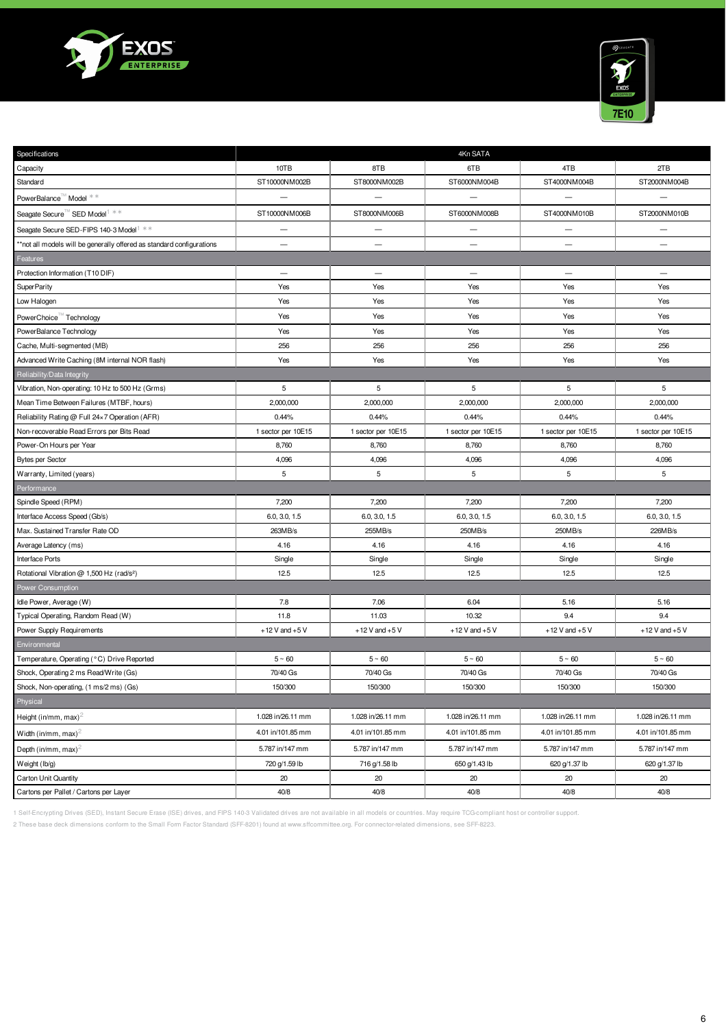| Specifications | 4Kn SATA | | | | |
|---|---|---|---|---|---|
| Capacity | 10TB | 8TB | 6TB | 4TB | 2TB |
| Standard | ST10000NM002B | ST8000NM002B | ST6000NM004B | ST4000NM004B | ST2000NM004B |
| PowerBalance™ Model ** | — | — | — | — | — |
| Seagate Secure™ SED Model[1] ** | ST10000NM006B | ST8000NM006B | ST6000NM008B | ST4000NM010B | ST2000NM010B |
| Seagate Secure SED-FIPS 140-3 Model[1] ** | — | — | — | — | — |
| **not all models will be generally offered as standard configurations | — | — | — | — | — |
| **Features** | | | | | |
| Protection Information (T10 DIF) | — | — | — | — | — |
| SuperParity | Yes | Yes | Yes | Yes | Yes |
| Low Halogen | Yes | Yes | Yes | Yes | Yes |
| PowerChoice™ Technology | Yes | Yes | Yes | Yes | Yes |
| PowerBalance Technology | Yes | Yes | Yes | Yes | Yes |
| Cache, Multi-segmented (MB) | 256 | 256 | 256 | 256 | 256 |
| Advanced Write Caching (8M internal NOR flash) | Yes | Yes | Yes | Yes | Yes |
| **Reliability/Data Integrity** | | | | | |
| Vibration, Non-operating: 10 Hz to 500 Hz (Grms) | 5 | 5 | 5 | 5 | 5 |
| Mean Time Between Failures (MTBF, hours) | 2,000,000 | 2,000,000 | 2,000,000 | 2,000,000 | 2,000,000 |
| Reliability Rating @ Full 24×7 Operation (AFR) | 0.44% | 0.44% | 0.44% | 0.44% | 0.44% |
| Non-recoverable Read Errors per Bits Read | 1 sector per 10E15 | 1 sector per 10E15 | 1 sector per 10E15 | 1 sector per 10E15 | 1 sector per 10E15 |
| Power-On Hours per Year | 8,760 | 8,760 | 8,760 | 8,760 | 8,760 |
| Bytes per Sector | 4,096 | 4,096 | 4,096 | 4,096 | 4,096 |
| Warranty, Limited (years) | 5 | 5 | 5 | 5 | 5 |
| **Performance** | | | | | |
| Spindle Speed (RPM) | 7,200 | 7,200 | 7,200 | 7,200 | 7,200 |
| Interface Access Speed (Gb/s) | 6.0, 3.0, 1.5 | 6.0, 3.0, 1.5 | 6.0, 3.0, 1.5 | 6.0, 3.0, 1.5 | 6.0, 3.0, 1.5 |
| Max. Sustained Transfer Rate OD | 263MB/s | 255MB/s | 250MB/s | 250MB/s | 226MB/s |
| Average Latency (ms) | 4.16 | 4.16 | 4.16 | 4.16 | 4.16 |
| Interface Ports | Single | Single | Single | Single | Single |
| Rotational Vibration @ 1,500 Hz (rad/s²) | 12.5 | 12.5 | 12.5 | 12.5 | 12.5 |
| **Power Consumption** | | | | | |
| Idle Power, Average (W) | 7.8 | 7.06 | 6.04 | 5.16 | 5.16 |
| Typical Operating, Random Read (W) | 11.8 | 11.03 | 10.32 | 9.4 | 9.4 |
| Power Supply Requirements | +12 V and +5 V | +12 V and +5 V | +12 V and +5 V | +12 V and +5 V | +12 V and +5 V |
| **Environmental** | | | | | |
| Temperature, Operating (°C) Drive Reported | 5 ~ 60 | 5 ~ 60 | 5 ~ 60 | 5 ~ 60 | 5 ~ 60 |
| Shock, Operating 2 ms Read/Write (Gs) | 70/40 Gs | 70/40 Gs | 70/40 Gs | 70/40 Gs | 70/40 Gs |
| Shock, Non-operating, (1 ms/2 ms) (Gs) | 150/300 | 150/300 | 150/300 | 150/300 | 150/300 |
| **Physical** | | | | | |
| Height (in/mm, max)[2] | 1.028 in/26.11 mm | 1.028 in/26.11 mm | 1.028 in/26.11 mm | 1.028 in/26.11 mm | 1.028 in/26.11 mm |
| Width (in/mm, max)[2] | 4.01 in/101.85 mm | 4.01 in/101.85 mm | 4.01 in/101.85 mm | 4.01 in/101.85 mm | 4.01 in/101.85 mm |
| Depth (in/mm, max)[2] | 5.787 in/147 mm | 5.787 in/147 mm | 5.787 in/147 mm | 5.787 in/147 mm | 5.787 in/147 mm |
| Weight (lb/g) | 720 g/1.59 lb | 716 g/1.58 lb | 650 g/1.43 lb | 620 g/1.37 lb | 620 g/1.37 lb |
| Carton Unit Quantity | 20 | 20 | 20 | 20 | 20 |
| Cartons per Pallet / Cartons per Layer | 40/8 | 40/8 | 40/8 | 40/8 | 40/8 |

1 Self-Encrypting Drives (SED), Instant Secure Erase (ISE) drives, and FIPS 140-3 Validated drives are not available in all models or countries. May require TCG-compliant host or controller support.

2 These base deck dimensions conform to the Small Form Factor Standard (SFF-8201) found at www.sffcommittee.org. For connector-related dimensions, see SFF-8223.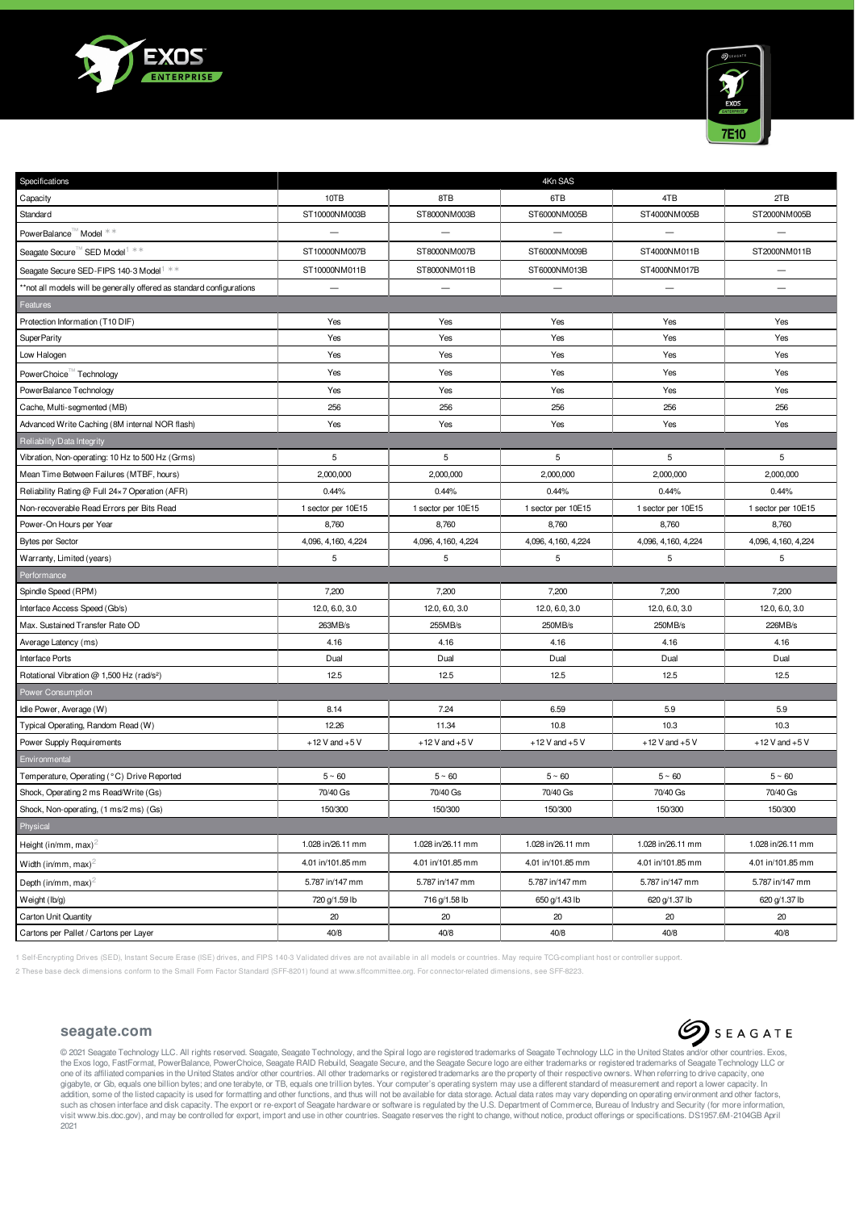| Specifications | 4Kn SAS | | | | |
|---|---|---|---|---|---|
| Capacity | 10TB | 8TB | 6TB | 4TB | 2TB |
| Standard | ST10000NM003B | ST8000NM003B | ST6000NM005B | ST4000NM005B | ST2000NM005B |
| PowerBalance™ Model ** | — | — | — | — | — |
| Seagate Secure™ SED Model[1] ** | ST10000NM007B | ST8000NM007B | ST6000NM009B | ST4000NM011B | ST2000NM011B |
| Seagate Secure SED-FIPS 140-3 Model[1] ** | ST10000NM011B | ST8000NM011B | ST6000NM013B | ST4000NM017B | — |
| **not all models will be generally offered as standard configurations | — | — | — | — | — |
| Features | | | | | |
| Protection Information (T10 DIF) | Yes | Yes | Yes | Yes | Yes |
| SuperParity | Yes | Yes | Yes | Yes | Yes |
| Low Halogen | Yes | Yes | Yes | Yes | Yes |
| PowerChoice™ Technology | Yes | Yes | Yes | Yes | Yes |
| PowerBalance Technology | Yes | Yes | Yes | Yes | Yes |
| Cache, Multi-segmented (MB) | 256 | 256 | 256 | 256 | 256 |
| Advanced Write Caching (8M internal NOR flash) | Yes | Yes | Yes | Yes | Yes |
| Reliability/Data Integrity | | | | | |
| Vibration, Non-operating: 10 Hz to 500 Hz (Grms) | 5 | 5 | 5 | 5 | 5 |
| Mean Time Between Failures (MTBF, hours) | 2,000,000 | 2,000,000 | 2,000,000 | 2,000,000 | 2,000,000 |
| Reliability Rating @ Full 24×7 Operation (AFR) | 0.44% | 0.44% | 0.44% | 0.44% | 0.44% |
| Non-recoverable Read Errors per Bits Read | 1 sector per 10E15 | 1 sector per 10E15 | 1 sector per 10E15 | 1 sector per 10E15 | 1 sector per 10E15 |
| Power-On Hours per Year | 8,760 | 8,760 | 8,760 | 8,760 | 8,760 |
| Bytes per Sector | 4,096, 4,160, 4,224 | 4,096, 4,160, 4,224 | 4,096, 4,160, 4,224 | 4,096, 4,160, 4,224 | 4,096, 4,160, 4,224 |
| Warranty, Limited (years) | 5 | 5 | 5 | 5 | 5 |
| Performance | | | | | |
| Spindle Speed (RPM) | 7,200 | 7,200 | 7,200 | 7,200 | 7,200 |
| Interface Access Speed (Gb/s) | 12.0, 6.0, 3.0 | 12.0, 6.0, 3.0 | 12.0, 6.0, 3.0 | 12.0, 6.0, 3.0 | 12.0, 6.0, 3.0 |
| Max. Sustained Transfer Rate OD | 263MB/s | 255MB/s | 250MB/s | 250MB/s | 226MB/s |
| Average Latency (ms) | 4.16 | 4.16 | 4.16 | 4.16 | 4.16 |
| Interface Ports | Dual | Dual | Dual | Dual | Dual |
| Rotational Vibration @ 1,500 Hz (rad/s²) | 12.5 | 12.5 | 12.5 | 12.5 | 12.5 |
| Power Consumption | | | | | |
| Idle Power, Average (W) | 8.14 | 7.24 | 6.59 | 5.9 | 5.9 |
| Typical Operating, Random Read (W) | 12.26 | 11.34 | 10.8 | 10.3 | 10.3 |
| Power Supply Requirements | +12 V and +5 V | +12 V and +5 V | +12 V and +5 V | +12 V and +5 V | +12 V and +5 V |
| Environmental | | | | | |
| Temperature, Operating (°C) Drive Reported | 5 ~ 60 | 5 ~ 60 | 5 ~ 60 | 5 ~ 60 | 5 ~ 60 |
| Shock, Operating 2 ms Read/Write (Gs) | 70/40 Gs | 70/40 Gs | 70/40 Gs | 70/40 Gs | 70/40 Gs |
| Shock, Non-operating, (1 ms/2 ms) (Gs) | 150/300 | 150/300 | 150/300 | 150/300 | 150/300 |
| Physical | | | | | |
| Height (in/mm, max)[2] | 1.028 in/26.11 mm | 1.028 in/26.11 mm | 1.028 in/26.11 mm | 1.028 in/26.11 mm | 1.028 in/26.11 mm |
| Width (in/mm, max)[2] | 4.01 in/101.85 mm | 4.01 in/101.85 mm | 4.01 in/101.85 mm | 4.01 in/101.85 mm | 4.01 in/101.85 mm |
| Depth (in/mm, max)[2] | 5.787 in/147 mm | 5.787 in/147 mm | 5.787 in/147 mm | 5.787 in/147 mm | 5.787 in/147 mm |
| Weight (lb/g) | 720 g/1.59 lb | 716 g/1.58 lb | 650 g/1.43 lb | 620 g/1.37 lb | 620 g/1.37 lb |
| Carton Unit Quantity | 20 | 20 | 20 | 20 | 20 |
| Cartons per Pallet / Cartons per Layer | 40/8 | 40/8 | 40/8 | 40/8 | 40/8 |

1 Self-Encrypting Drives (SED), Instant Secure Erase (ISE) drives, and FIPS 140-3 Validated drives are not available in all models or countries. May require TCG-compliant host or controller support.

2 These base deck dimensions conform to the Small Form Factor Standard (SFF-8201) found at www.sffcommittee.org. For connector-related dimensions, see SFF-8223.

**seagate.com**

© 2021 Seagate Technology LLC. All rights reserved. Seagate, Seagate Technology, and the Spiral logo are registered trademarks of Seagate Technology LLC in the United States and/or other countries. Exos, the Exos logo, FastFormat, PowerBalance, PowerChoice, Seagate RAID Rebuild, Seagate Secure, and the Seagate Secure logo are either trademarks or registered trademarks of Seagate Technology LLC or one of its affiliated companies in the United States and/or other countries. All other trademarks or registered trademarks are the property of their respective owners. When referring to drive capacity, one gigabyte, or GB, equals one billion bytes; and one terabyte, or TB, equals one trillion bytes. Your computer's operating system may use a different standard of measurement and report a lower capacity. In addition, some of the listed capacity is used for formatting and other functions, and thus will not be available for data storage. Actual data rates may vary depending on operating environment and other factors, such as chosen interface and disk capacity. The export or re-export of Seagate hardware or software is regulated by the U.S. Department of Commerce, Bureau of Industry and Security (for more information, visit www.bis.doc.gov), and may be controlled for export, import and use in other countries. Seagate reserves the right to change, without notice, product offerings or specifications. DS1957.6M-2104GB April 2021